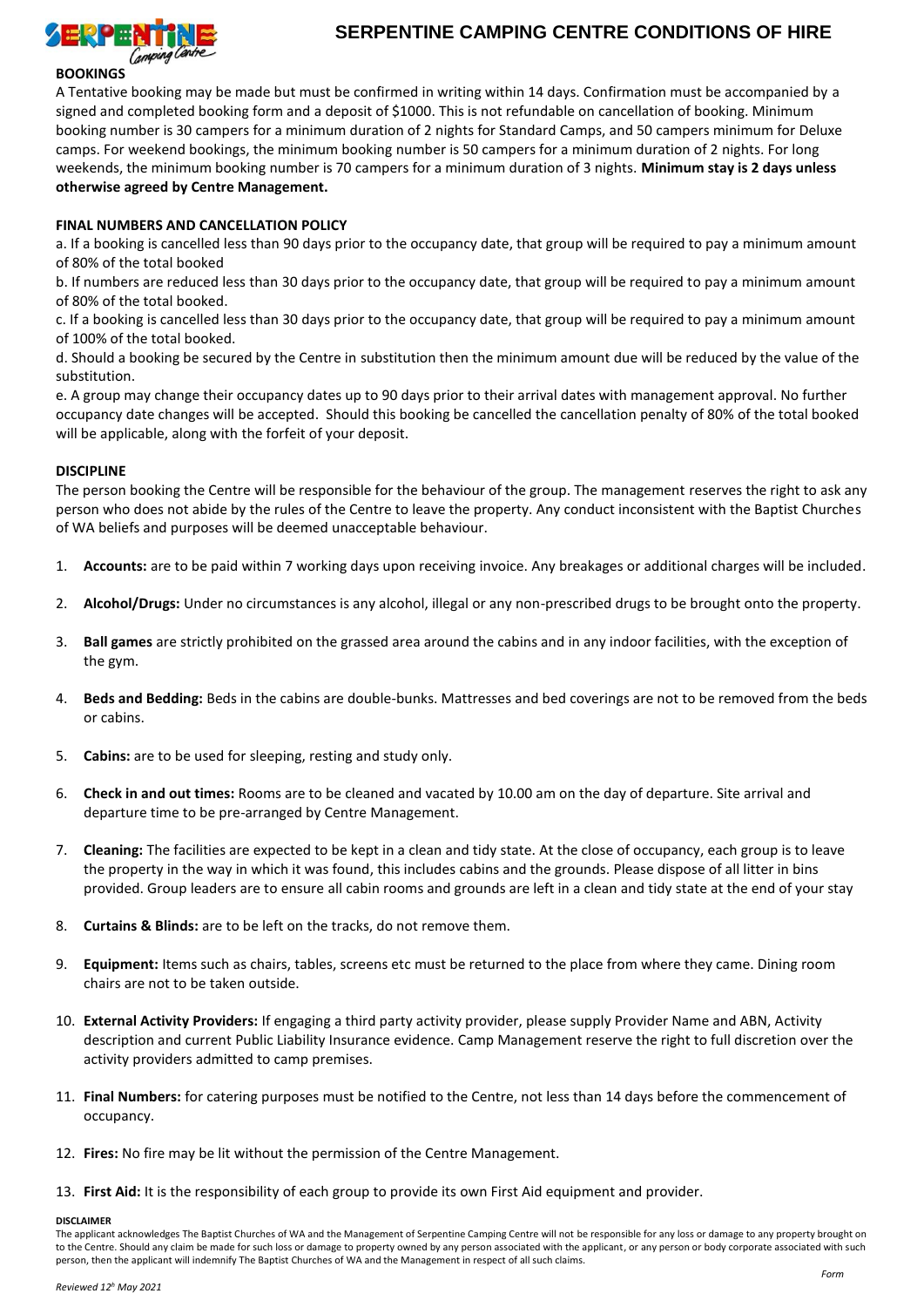# SERPENTINE CAMPING CENTRE CONDITIONS OF HIRE

**BOOKINGS**

A Tentative booking may be made but must be confirmed in writing within 14 days. Confirmation must be accompanied by a signed and completed booking form and a deposit of $1000. This is not refundable on cancellation of booking. Minimum booking number is 30 campers for a minimum duration of 2 nights for Standard Camps, and 50 campers minimum for Deluxe camps. For weekend bookings, the minimum booking number is 50 campers for a minimum duration of 2 nights. For long weekends, the minimum booking number is 70 campers for a minimum duration of 3 nights. **Minimum stay is 2 days unless otherwise agreed by Centre Management.**

**FINAL NUMBERS AND CANCELLATION POLICY**

a. If a booking is cancelled less than 90 days prior to the occupancy date, that group will be required to pay a minimum amount of 80% of the total booked

b. If numbers are reduced less than 30 days prior to the occupancy date, that group will be required to pay a minimum amount of 80% of the total booked.

c. If a booking is cancelled less than 30 days prior to the occupancy date, that group will be required to pay a minimum amount of 100% of the total booked.

d. Should a booking be secured by the Centre in substitution then the minimum amount due will be reduced by the value of the substitution.

e. A group may change their occupancy dates up to 90 days prior to their arrival dates with management approval. No further occupancy date changes will be accepted. Should this booking be cancelled the cancellation penalty of 80% of the total booked will be applicable, along with the forfeit of your deposit.

**DISCIPLINE**

The person booking the Centre will be responsible for the behaviour of the group. The management reserves the right to ask any person who does not abide by the rules of the Centre to leave the property. Any conduct inconsistent with the Baptist Churches of WA beliefs and purposes will be deemed unacceptable behaviour.

1. **Accounts:** are to be paid within 7 working days upon receiving invoice. Any breakages or additional charges will be included.
2. **Alcohol/Drugs:** Under no circumstances is any alcohol, illegal or any non-prescribed drugs to be brought onto the property.
3. **Ball games** are strictly prohibited on the grassed area around the cabins and in any indoor facilities, with the exception of the gym.
4. **Beds and Bedding:** Beds in the cabins are double-bunks. Mattresses and bed coverings are not to be removed from the beds or cabins.
5. **Cabins:** are to be used for sleeping, resting and study only.
6. **Check in and out times:** Rooms are to be cleaned and vacated by 10.00 am on the day of departure. Site arrival and departure time to be pre-arranged by Centre Management.
7. **Cleaning:** The facilities are expected to be kept in a clean and tidy state. At the close of occupancy, each group is to leave the property in the way in which it was found, this includes cabins and the grounds. Please dispose of all litter in bins provided. Group leaders are to ensure all cabin rooms and grounds are left in a clean and tidy state at the end of your stay
8. **Curtains & Blinds:** are to be left on the tracks, do not remove them.
9. **Equipment:** Items such as chairs, tables, screens etc must be returned to the place from where they came. Dining room chairs are not to be taken outside.
10. **External Activity Providers:** If engaging a third party activity provider, please supply Provider Name and ABN, Activity description and current Public Liability Insurance evidence. Camp Management reserve the right to full discretion over the activity providers admitted to camp premises.
11. **Final Numbers:** for catering purposes must be notified to the Centre, not less than 14 days before the commencement of occupancy.
12. **Fires:** No fire may be lit without the permission of the Centre Management.
13. **First Aid:** It is the responsibility of each group to provide its own First Aid equipment and provider.

**DISCLAIMER**

The applicant acknowledges The Baptist Churches of WA and the Management of Serpentine Camping Centre will not be responsible for any loss or damage to any property brought on to the Centre. Should any claim be made for such loss or damage to property owned by any person associated with the applicant, or any person or body corporate associated with such person, then the applicant will indemnify The Baptist Churches of WA and the Management in respect of all such claims.

*Reviewed 12th May 2021*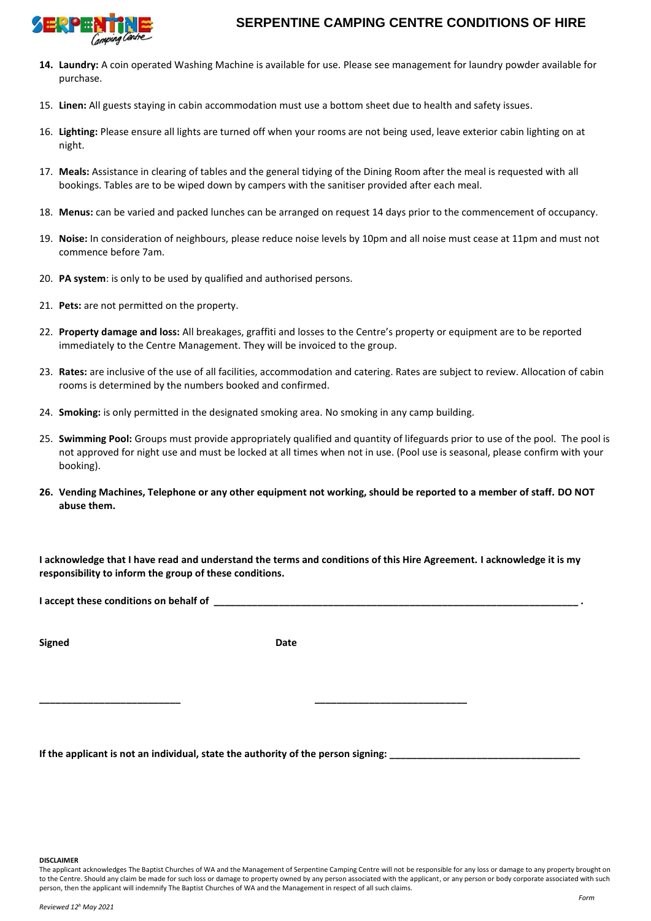# SERPENTINE CAMPING CENTRE CONDITIONS OF HIRE

14. **Laundry:** A coin operated Washing Machine is available for use. Please see management for laundry powder available for purchase.

15. **Linen:** All guests staying in cabin accommodation must use a bottom sheet due to health and safety issues.

16. **Lighting:** Please ensure all lights are turned off when your rooms are not being used, leave exterior cabin lighting on at night.

17. **Meals:** Assistance in clearing of tables and the general tidying of the Dining Room after the meal is requested with all bookings. Tables are to be wiped down by campers with the sanitiser provided after each meal.

18. **Menus:** can be varied and packed lunches can be arranged on request 14 days prior to the commencement of occupancy.

19. **Noise:** In consideration of neighbours, please reduce noise levels by 10pm and all noise must cease at 11pm and must not commence before 7am.

20. **PA system**: is only to be used by qualified and authorised persons.

21. **Pets:** are not permitted on the property.

22. **Property damage and loss:** All breakages, graffiti and losses to the Centre's property or equipment are to be reported immediately to the Centre Management. They will be invoiced to the group.

23. **Rates:** are inclusive of the use of all facilities, accommodation and catering. Rates are subject to review. Allocation of cabin rooms is determined by the numbers booked and confirmed.

24. **Smoking:** is only permitted in the designated smoking area. No smoking in any camp building.

25. **Swimming Pool:** Groups must provide appropriately qualified and quantity of lifeguards prior to use of the pool. The pool is not approved for night use and must be locked at all times when not in use. (Pool use is seasonal, please confirm with your booking).

26. **Vending Machines, Telephone or any other equipment not working, should be reported to a member of staff. DO NOT abuse them.**

**I acknowledge that I have read and understand the terms and conditions of this Hire Agreement. I acknowledge it is my responsibility to inform the group of these conditions.**

**I accept these conditions on behalf of \_\_\_\_\_\_\_\_\_\_\_\_\_\_\_\_\_\_\_\_\_\_\_\_\_\_\_\_\_\_\_\_\_\_\_\_\_\_\_\_\_\_\_\_\_\_\_\_\_\_\_\_\_\_\_\_ .**

**Signed** \_\_\_\_\_\_\_\_\_\_\_\_\_\_\_\_\_\_\_\_\_\_\_\_\_\_

**Date** \_\_\_\_\_\_\_\_\_\_\_\_\_\_\_\_\_\_\_\_\_\_\_\_\_\_

**If the applicant is not an individual, state the authority of the person signing: \_\_\_\_\_\_\_\_\_\_\_\_\_\_\_\_\_\_\_\_\_\_\_\_\_\_\_\_\_\_\_\_\_\_**

**DISCLAIMER**

The applicant acknowledges The Baptist Churches of WA and the Management of Serpentine Camping Centre will not be responsible for any loss or damage to any property brought on to the Centre. Should any claim be made for such loss or damage to property owned by any person associated with the applicant, or any person or body corporate associated with such person, then the applicant will indemnify The Baptist Churches of WA and the Management in respect of all such claims.

*Reviewed 12th May 2021*

*Form*